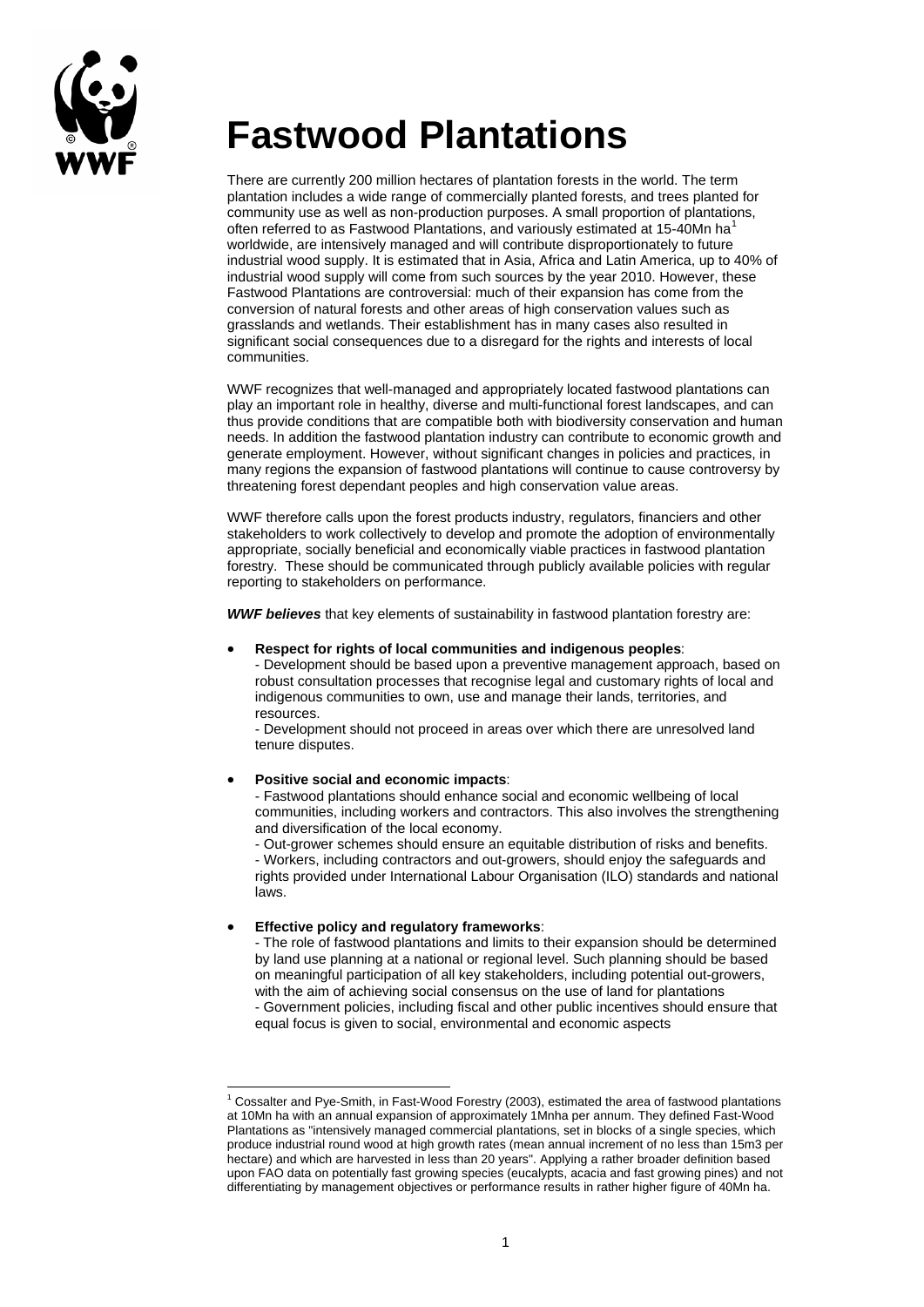# Fastwood Plantations

There are currently 200 million hectares of plantation forests in the world. The term plantation includes a wide range of commercially planted forests, and trees planted for community use as well as non-production purposes. A small proportion of plantations, often referred to as Fastwood Plantations, and variously estimated at 15-40Mn ha[1] worldwide, are intensively managed and will contribute disproportionately to future industrial wood supply. It is estimated that in Asia, Africa and Latin America, up to 40% of industrial wood supply will come from such sources by the year 2010. However, these Fastwood Plantations are controversial: much of their expansion has come from the conversion of natural forests and other areas of high conservation values such as grasslands and wetlands. Their establishment has in many cases also resulted in significant social consequences due to a disregard for the rights and interests of local communities.

WWF recognizes that well-managed and appropriately located fastwood plantations can play an important role in healthy, diverse and multi-functional forest landscapes, and can thus provide conditions that are compatible both with biodiversity conservation and human needs. In addition the fastwood plantation industry can contribute to economic growth and generate employment. However, without significant changes in policies and practices, in many regions the expansion of fastwood plantations will continue to cause controversy by threatening forest dependant peoples and high conservation value areas.

WWF therefore calls upon the forest products industry, regulators, financiers and other stakeholders to work collectively to develop and promote the adoption of environmentally appropriate, socially beneficial and economically viable practices in fastwood plantation forestry. These should be communicated through publicly available policies with regular reporting to stakeholders on performance.

***WWF believes*** that key elements of sustainability in fastwood plantation forestry are:

- **Respect for rights of local communities and indigenous peoples**:
  - Development should be based upon a preventive management approach, based on robust consultation processes that recognise legal and customary rights of local and indigenous communities to own, use and manage their lands, territories, and resources.
  - Development should not proceed in areas over which there are unresolved land tenure disputes.

- **Positive social and economic impacts**:
  - Fastwood plantations should enhance social and economic wellbeing of local communities, including workers and contractors. This also involves the strengthening and diversification of the local economy.
  - Out-grower schemes should ensure an equitable distribution of risks and benefits.
  - Workers, including contractors and out-growers, should enjoy the safeguards and rights provided under International Labour Organisation (ILO) standards and national laws.

- **Effective policy and regulatory frameworks**:
  - The role of fastwood plantations and limits to their expansion should be determined by land use planning at a national or regional level. Such planning should be based on meaningful participation of all key stakeholders, including potential out-growers, with the aim of achieving social consensus on the use of land for plantations
  - Government policies, including fiscal and other public incentives should ensure that equal focus is given to social, environmental and economic aspects

---

[1] Cossalter and Pye-Smith, in Fast-Wood Forestry (2003), estimated the area of fastwood plantations at 10Mn ha with an annual expansion of approximately 1Mnha per annum. They defined Fast-Wood Plantations as "intensively managed commercial plantations, set in blocks of a single species, which produce industrial round wood at high growth rates (mean annual increment of no less than 15m3 per hectare) and which are harvested in less than 20 years". Applying a rather broader definition based upon FAO data on potentially fast growing species (eucalypts, acacia and fast growing pines) and not differentiating by management objectives or performance results in rather higher figure of 40Mn ha.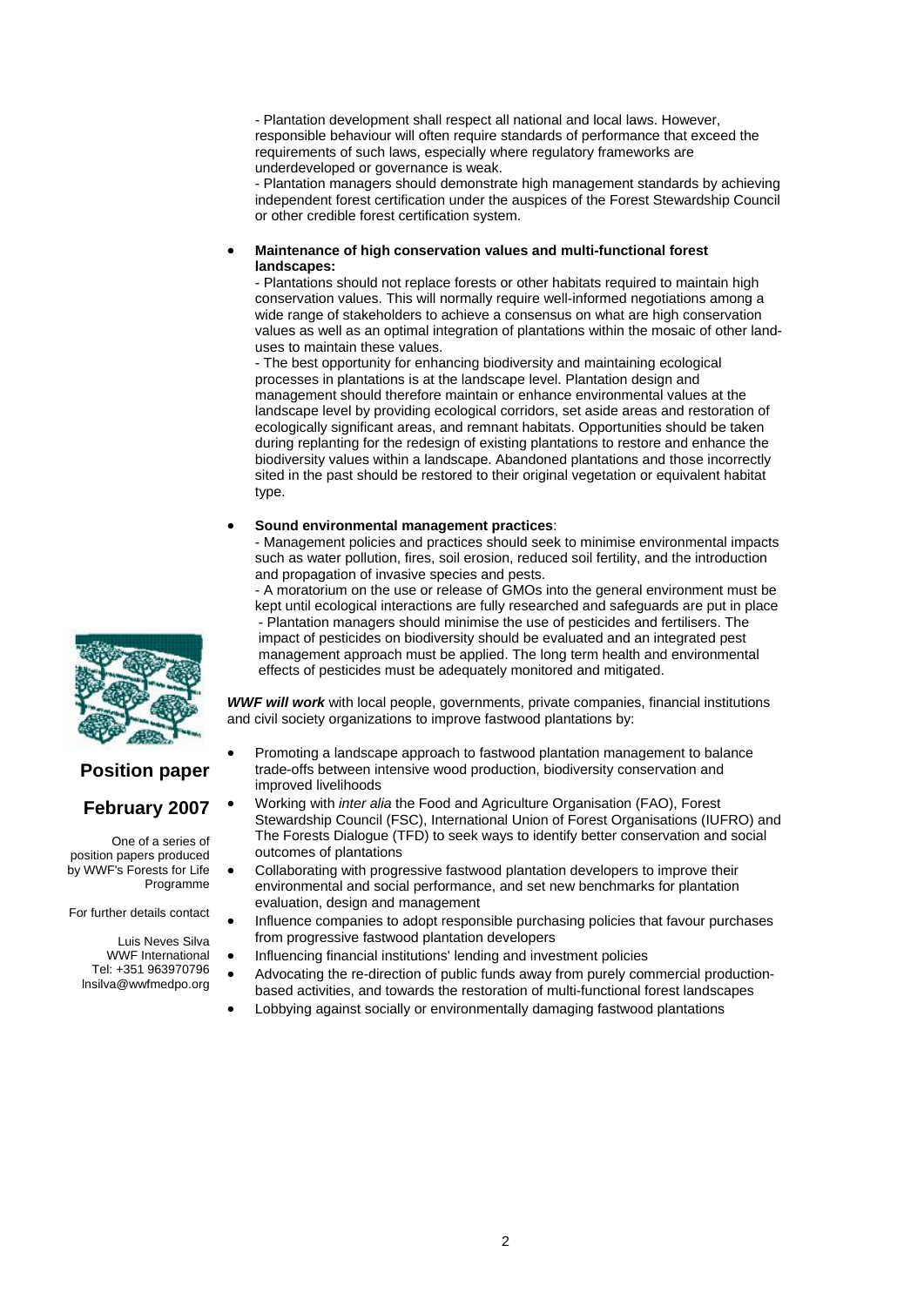- Plantation development shall respect all national and local laws. However, responsible behaviour will often require standards of performance that exceed the requirements of such laws, especially where regulatory frameworks are underdeveloped or governance is weak.
- Plantation managers should demonstrate high management standards by achieving independent forest certification under the auspices of the Forest Stewardship Council or other credible forest certification system.

- **Maintenance of high conservation values and multi-functional forest landscapes:**
  - Plantations should not replace forests or other habitats required to maintain high conservation values. This will normally require well-informed negotiations among a wide range of stakeholders to achieve a consensus on what are high conservation values as well as an optimal integration of plantations within the mosaic of other land-uses to maintain these values.
  - The best opportunity for enhancing biodiversity and maintaining ecological processes in plantations is at the landscape level. Plantation design and management should therefore maintain or enhance environmental values at the landscape level by providing ecological corridors, set aside areas and restoration of ecologically significant areas, and remnant habitats. Opportunities should be taken during replanting for the redesign of existing plantations to restore and enhance the biodiversity values within a landscape. Abandoned plantations and those incorrectly sited in the past should be restored to their original vegetation or equivalent habitat type.

- **Sound environmental management practices**:
  - Management policies and practices should seek to minimise environmental impacts such as water pollution, fires, soil erosion, reduced soil fertility, and the introduction and propagation of invasive species and pests.
  - A moratorium on the use or release of GMOs into the general environment must be kept until ecological interactions are fully researched and safeguards are put in place
  - Plantation managers should minimise the use of pesticides and fertilisers. The impact of pesticides on biodiversity should be evaluated and an integrated pest management approach must be applied. The long term health and environmental effects of pesticides must be adequately monitored and mitigated.

***WWF will work*** with local people, governments, private companies, financial institutions and civil society organizations to improve fastwood plantations by:

- Promoting a landscape approach to fastwood plantation management to balance trade-offs between intensive wood production, biodiversity conservation and improved livelihoods
- Working with *inter alia* the Food and Agriculture Organisation (FAO), Forest Stewardship Council (FSC), International Union of Forest Organisations (IUFRO) and The Forests Dialogue (TFD) to seek ways to identify better conservation and social outcomes of plantations
- Collaborating with progressive fastwood plantation developers to improve their environmental and social performance, and set new benchmarks for plantation evaluation, design and management
- Influence companies to adopt responsible purchasing policies that favour purchases from progressive fastwood plantation developers
- Influencing financial institutions' lending and investment policies
- Advocating the re-direction of public funds away from purely commercial production-based activities, and towards the restoration of multi-functional forest landscapes
- Lobbying against socially or environmentally damaging fastwood plantations

## Position paper

## February 2007

One of a series of position papers produced by WWF's Forests for Life Programme

For further details contact

Luis Neves Silva
WWF International
Tel: +351 963970796
lnsilva@wwfmedpo.org